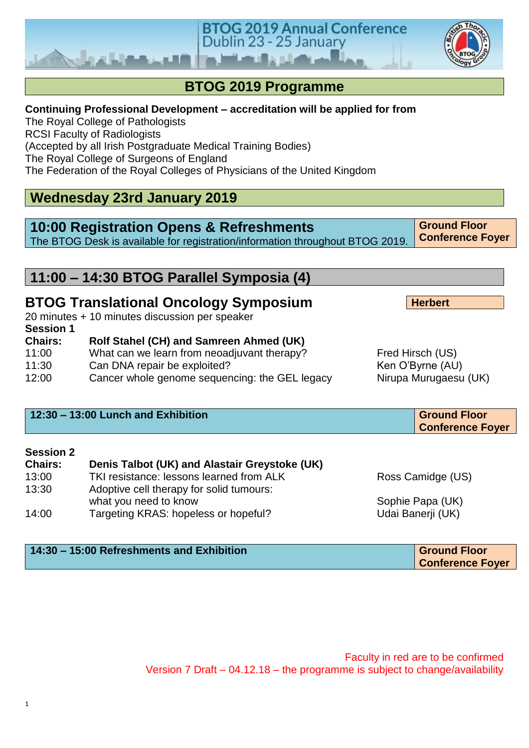# BTOG 2019 Annual Conference Dublin 23 - 25 January

## BTOG 2019 Programme

**Continuing Professional Development – accreditation will be applied for from**
The Royal College of Pathologists
RCSI Faculty of Radiologists
(Accepted by all Irish Postgraduate Medical Training Bodies)
The Royal College of Surgeons of England
The Federation of the Royal Colleges of Physicians of the United Kingdom

## Wednesday 23rd January 2019

### 10:00 Registration Opens & Refreshments

**Ground Floor Conference Foyer**

The BTOG Desk is available for registration/information throughout BTOG 2019.

### 11:00 – 14:30 BTOG Parallel Symposia (4)

### BTOG Translational Oncology Symposium

**Herbert**

20 minutes + 10 minutes discussion per speaker

**Session 1**

**Chairs:** **Rolf Stahel (CH) and Samreen Ahmed (UK)**

| Time | Topic | Speaker |
|---|---|---|
| 11:00 | What can we learn from neoadjuvant therapy? | Fred Hirsch (US) |
| 11:30 | Can DNA repair be exploited? | Ken O'Byrne (AU) |
| 12:00 | Cancer whole genome sequencing: the GEL legacy | Nirupa Murugaesu (UK) |

**12:30 – 13:00 Lunch and Exhibition** — **Ground Floor Conference Foyer**

**Session 2**

**Chairs:** **Denis Talbot (UK) and Alastair Greystoke (UK)**

| Time | Topic | Speaker |
|---|---|---|
| 13:00 | TKI resistance: lessons learned from ALK | Ross Camidge (US) |
| 13:30 | Adoptive cell therapy for solid tumours: what you need to know | Sophie Papa (UK) |
| 14:00 | Targeting KRAS: hopeless or hopeful? | Udai Banerji (UK) |

**14:30 – 15:00 Refreshments and Exhibition** — **Ground Floor Conference Foyer**

Faculty in red are to be confirmed
Version 7 Draft – 04.12.18 – the programme is subject to change/availability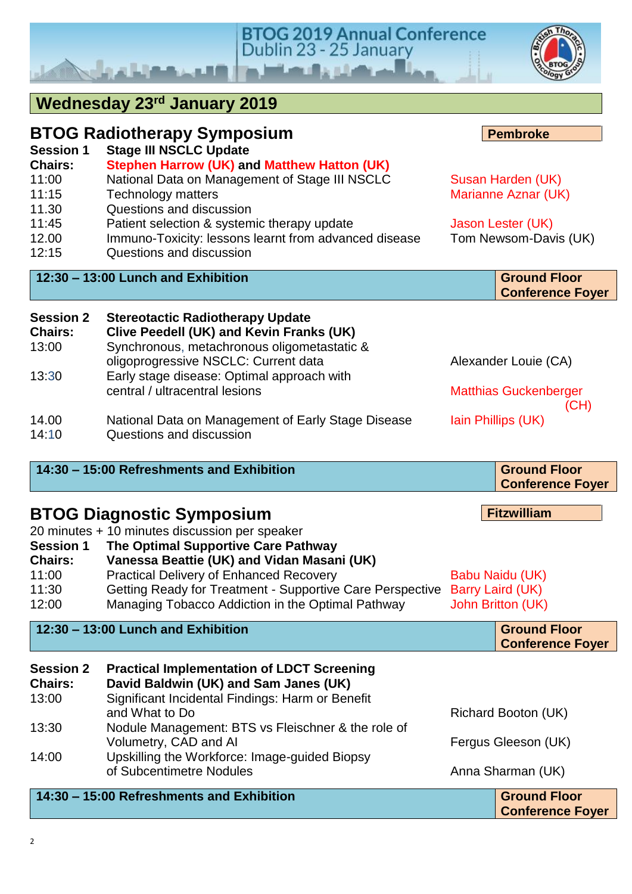# Wednesday 23rd January 2019

## BTOG Radiotherapy Symposium

**Pembroke**

**Session 1 Stage III NSCLC Update**

**Chairs: Stephen Harrow (UK) and Matthew Hatton (UK)**

| | | |
|---|---|---|
| 11:00 | National Data on Management of Stage III NSCLC | Susan Harden (UK) |
| 11:15 | Technology matters | Marianne Aznar (UK) |
| 11.30 | Questions and discussion | |
| 11:45 | Patient selection & systemic therapy update | Jason Lester (UK) |
| 12.00 | Immuno-Toxicity: lessons learnt from advanced disease | Tom Newsom-Davis (UK) |
| 12:15 | Questions and discussion | |

**12:30 – 13:00 Lunch and Exhibition** — **Ground Floor Conference Foyer**

**Session 2 Stereotactic Radiotherapy Update**

**Chairs: Clive Peedell (UK) and Kevin Franks (UK)**

| | | |
|---|---|---|
| 13:00 | Synchronous, metachronous oligometastatic & oligoprogressive NSCLC: Current data | Alexander Louie (CA) |
| 13:30 | Early stage disease: Optimal approach with central / ultracentral lesions | Matthias Guckenberger (CH) |
| 14.00 | National Data on Management of Early Stage Disease | Iain Phillips (UK) |
| 14:10 | Questions and discussion | |

**14:30 – 15:00 Refreshments and Exhibition** — **Ground Floor Conference Foyer**

## BTOG Diagnostic Symposium

**Fitzwilliam**

20 minutes + 10 minutes discussion per speaker

**Session 1 The Optimal Supportive Care Pathway**

**Chairs: Vanessa Beattie (UK) and Vidan Masani (UK)**

| | | |
|---|---|---|
| 11:00 | Practical Delivery of Enhanced Recovery | Babu Naidu (UK) |
| 11:30 | Getting Ready for Treatment - Supportive Care Perspective | Barry Laird (UK) |
| 12:00 | Managing Tobacco Addiction in the Optimal Pathway | John Britton (UK) |

**12:30 – 13:00 Lunch and Exhibition** — **Ground Floor Conference Foyer**

**Session 2 Practical Implementation of LDCT Screening**

**Chairs: David Baldwin (UK) and Sam Janes (UK)**

| | | |
|---|---|---|
| 13:00 | Significant Incidental Findings: Harm or Benefit and What to Do | Richard Booton (UK) |
| 13:30 | Nodule Management: BTS vs Fleischner & the role of Volumetry, CAD and AI | Fergus Gleeson (UK) |
| 14:00 | Upskilling the Workforce: Image-guided Biopsy of Subcentimetre Nodules | Anna Sharman (UK) |

**14:30 – 15:00 Refreshments and Exhibition** — **Ground Floor Conference Foyer**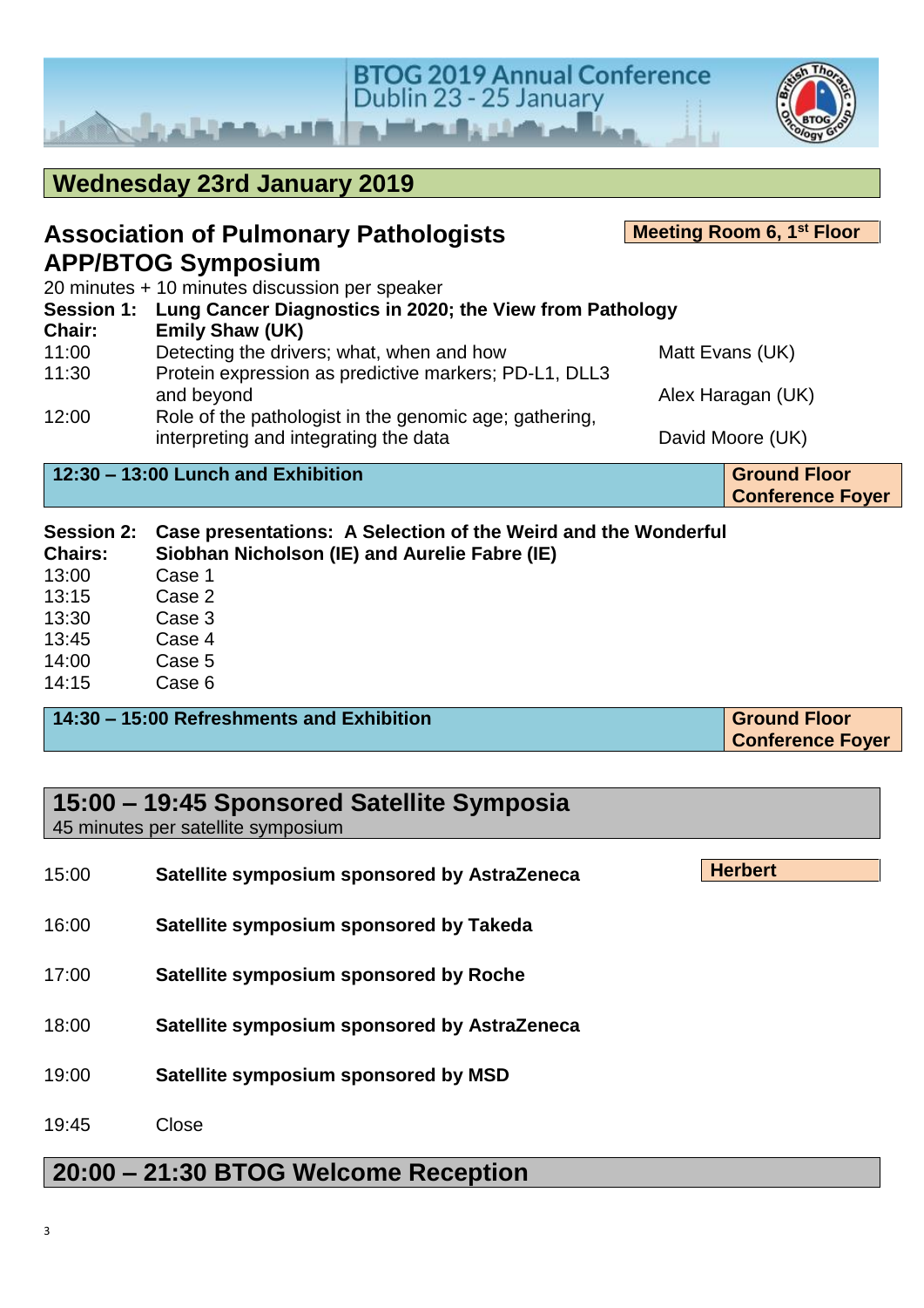# Wednesday 23rd January 2019

## Association of Pulmonary Pathologists APP/BTOG Symposium

**Meeting Room 6, 1st Floor**

20 minutes + 10 minutes discussion per speaker

**Session 1:** **Lung Cancer Diagnostics in 2020; the View from Pathology**
**Chair:** **Emily Shaw (UK)**

| | | |
|---|---|---|
| 11:00 | Detecting the drivers; what, when and how | Matt Evans (UK) |
| 11:30 | Protein expression as predictive markers; PD-L1, DLL3 and beyond | Alex Haragan (UK) |
| 12:00 | Role of the pathologist in the genomic age; gathering, interpreting and integrating the data | David Moore (UK) |

**12:30 – 13:00 Lunch and Exhibition** — **Ground Floor Conference Foyer**

**Session 2:** **Case presentations: A Selection of the Weird and the Wonderful**
**Chairs:** **Siobhan Nicholson (IE) and Aurelie Fabre (IE)**

| | |
|---|---|
| 13:00 | Case 1 |
| 13:15 | Case 2 |
| 13:30 | Case 3 |
| 13:45 | Case 4 |
| 14:00 | Case 5 |
| 14:15 | Case 6 |

**14:30 – 15:00 Refreshments and Exhibition** — **Ground Floor Conference Foyer**

## 15:00 – 19:45 Sponsored Satellite Symposia

45 minutes per satellite symposium

**Herbert**

| | |
|---|---|
| 15:00 | **Satellite symposium sponsored by AstraZeneca** |
| 16:00 | **Satellite symposium sponsored by Takeda** |
| 17:00 | **Satellite symposium sponsored by Roche** |
| 18:00 | **Satellite symposium sponsored by AstraZeneca** |
| 19:00 | **Satellite symposium sponsored by MSD** |
| 19:45 | Close |

## 20:00 – 21:30 BTOG Welcome Reception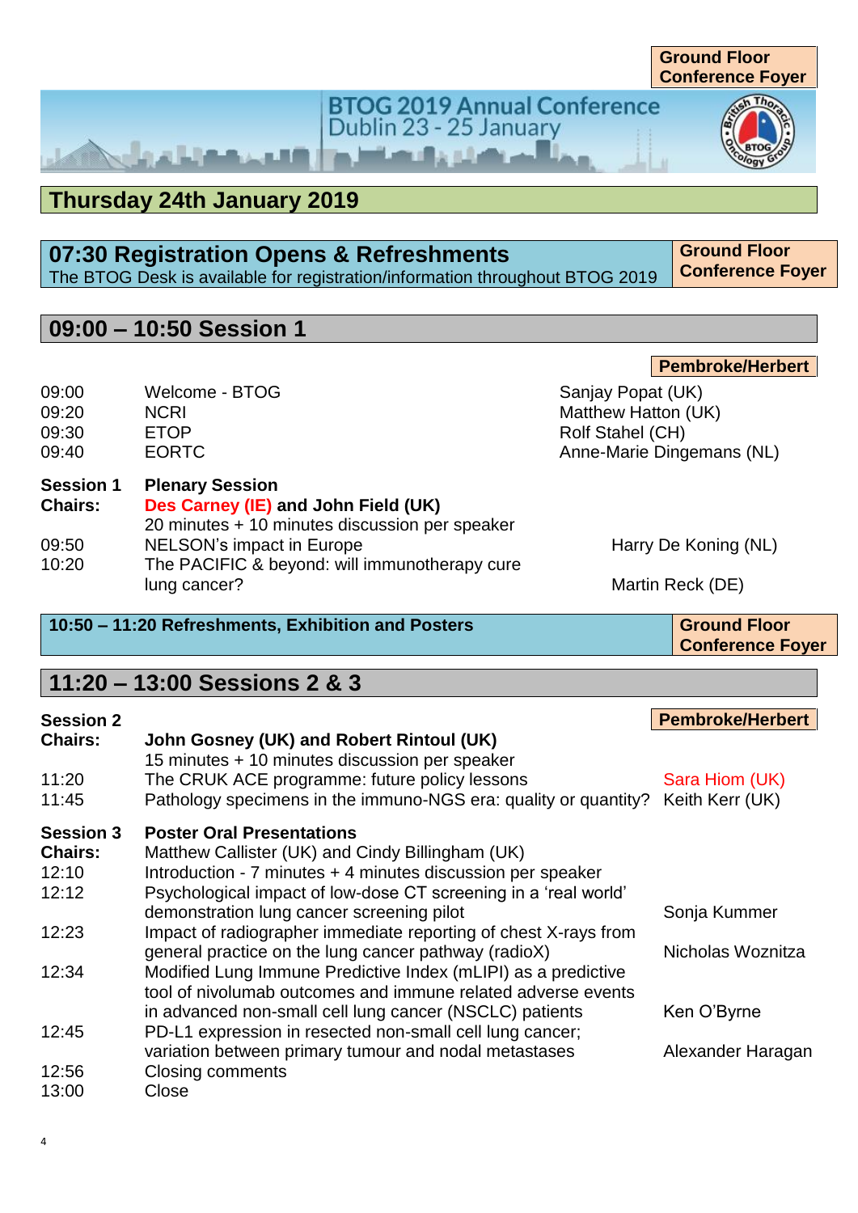Ground Floor Conference Foyer

BTOG 2019 Annual Conference
Dublin 23 - 25 January

# Thursday 24th January 2019

## 07:30 Registration Opens & Refreshments

The BTOG Desk is available for registration/information throughout BTOG 2019

**Ground Floor Conference Foyer**

## 09:00 – 10:50 Session 1

**Pembroke/Herbert**

| | | |
|---|---|---|
| 09:00 | Welcome - BTOG | Sanjay Popat (UK) |
| 09:20 | NCRI | Matthew Hatton (UK) |
| 09:30 | ETOP | Rolf Stahel (CH) |
| 09:40 | EORTC | Anne-Marie Dingemans (NL) |

**Session 1** **Plenary Session**

**Chairs:** **Des Carney (IE) and John Field (UK)**

20 minutes + 10 minutes discussion per speaker

| | | |
|---|---|---|
| 09:50 | NELSON's impact in Europe | Harry De Koning (NL) |
| 10:20 | The PACIFIC & beyond: will immunotherapy cure lung cancer? | Martin Reck (DE) |

**10:50 – 11:20 Refreshments, Exhibition and Posters**

**Ground Floor Conference Foyer**

## 11:20 – 13:00 Sessions 2 & 3

**Session 2**

**Pembroke/Herbert**

**Chairs:** **John Gosney (UK) and Robert Rintoul (UK)**

15 minutes + 10 minutes discussion per speaker

| | | |
|---|---|---|
| 11:20 | The CRUK ACE programme: future policy lessons | Sara Hiom (UK) |
| 11:45 | Pathology specimens in the immuno-NGS era: quality or quantity? | Keith Kerr (UK) |

**Session 3** **Poster Oral Presentations**

**Chairs:** Matthew Callister (UK) and Cindy Billingham (UK)

| | | |
|---|---|---|
| 12:10 | Introduction - 7 minutes + 4 minutes discussion per speaker | |
| 12:12 | Psychological impact of low-dose CT screening in a 'real world' demonstration lung cancer screening pilot | Sonja Kummer |
| 12:23 | Impact of radiographer immediate reporting of chest X-rays from general practice on the lung cancer pathway (radioX) | Nicholas Woznitza |
| 12:34 | Modified Lung Immune Predictive Index (mLIPI) as a predictive tool of nivolumab outcomes and immune related adverse events in advanced non-small cell lung cancer (NSCLC) patients | Ken O'Byrne |
| 12:45 | PD-L1 expression in resected non-small cell lung cancer; variation between primary tumour and nodal metastases | Alexander Haragan |
| 12:56 | Closing comments | |
| 13:00 | Close | |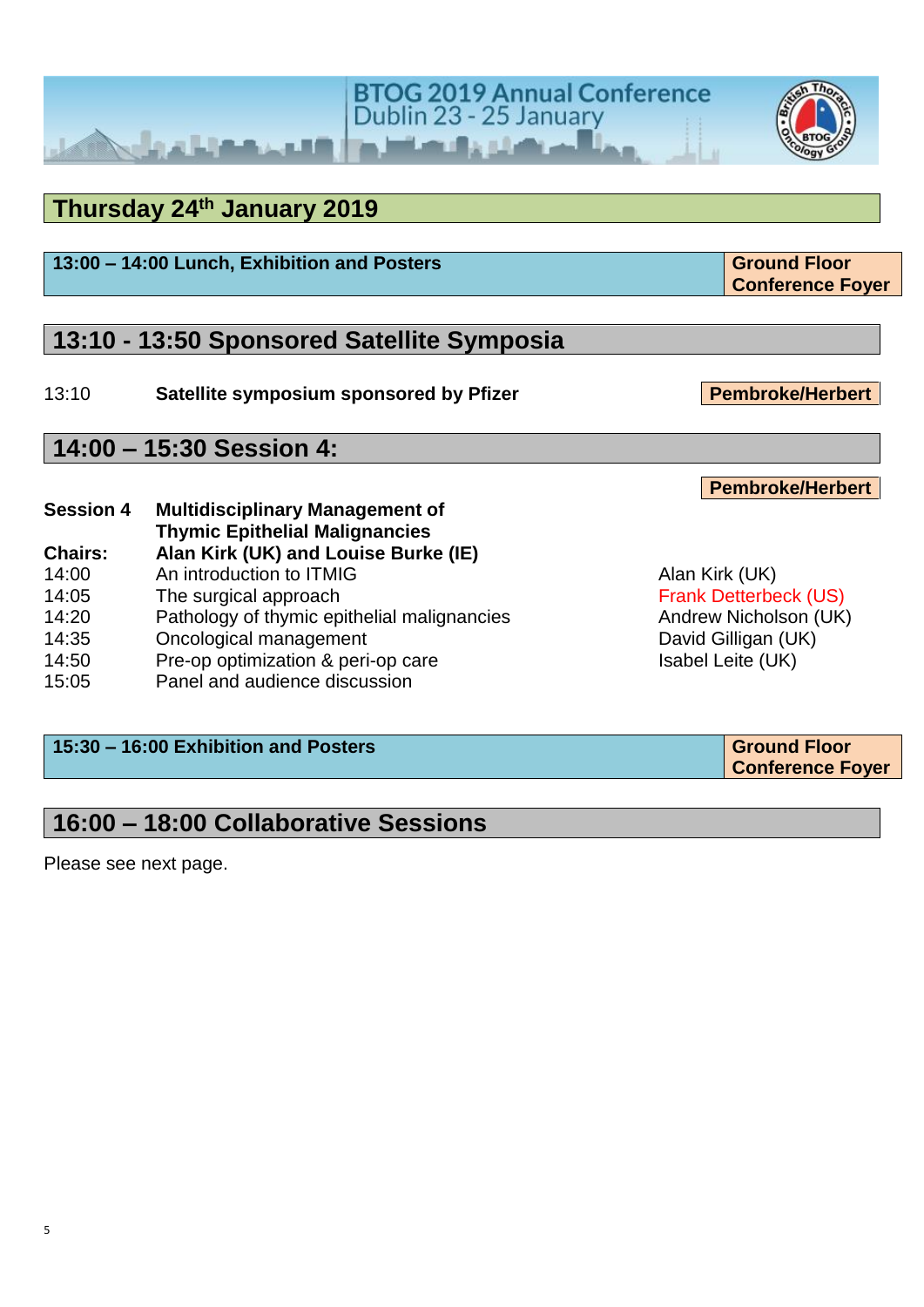# Thursday 24th January 2019

| **13:00 – 14:00 Lunch, Exhibition and Posters** | **Ground Floor Conference Foyer** |
|---|---|

## 13:10 - 13:50 Sponsored Satellite Symposia

13:10 **Satellite symposium sponsored by Pfizer** — **Pembroke/Herbert**

## 14:00 – 15:30 Session 4:

**Pembroke/Herbert**

**Session 4** **Multidisciplinary Management of Thymic Epithelial Malignancies**

**Chairs:** **Alan Kirk (UK) and Louise Burke (IE)**

| Time | Topic | Speaker |
|---|---|---|
| 14:00 | An introduction to ITMIG | Alan Kirk (UK) |
| 14:05 | The surgical approach | Frank Detterbeck (US) |
| 14:20 | Pathology of thymic epithelial malignancies | Andrew Nicholson (UK) |
| 14:35 | Oncological management | David Gilligan (UK) |
| 14:50 | Pre-op optimization & peri-op care | Isabel Leite (UK) |
| 15:05 | Panel and audience discussion | |

| **15:30 – 16:00 Exhibition and Posters** | **Ground Floor Conference Foyer** |
|---|---|

## 16:00 – 18:00 Collaborative Sessions

Please see next page.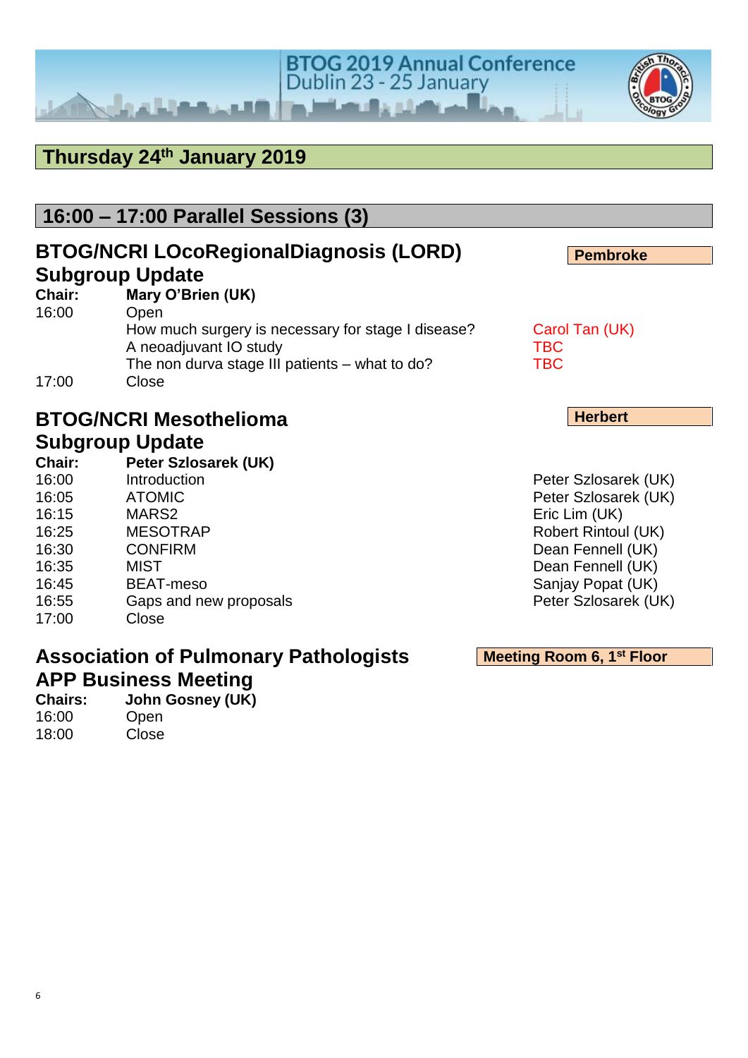## Thursday 24th January 2019

### 16:00 – 17:00 Parallel Sessions (3)

### BTOG/NCRI LOcoRegionalDiagnosis (LORD) Subgroup Update

**Pembroke**

| | | |
|---|---|---|
| **Chair:** | **Mary O'Brien (UK)** | |
| 16:00 | Open | |
| | How much surgery is necessary for stage I disease? | Carol Tan (UK) |
| | A neoadjuvant IO study | TBC |
| | The non durva stage III patients – what to do? | TBC |
| 17:00 | Close | |

### BTOG/NCRI Mesothelioma Subgroup Update

**Herbert**

| | | |
|---|---|---|
| **Chair:** | **Peter Szlosarek (UK)** | |
| 16:00 | Introduction | Peter Szlosarek (UK) |
| 16:05 | ATOMIC | Peter Szlosarek (UK) |
| 16:15 | MARS2 | Eric Lim (UK) |
| 16:25 | MESOTRAP | Robert Rintoul (UK) |
| 16:30 | CONFIRM | Dean Fennell (UK) |
| 16:35 | MIST | Dean Fennell (UK) |
| 16:45 | BEAT-meso | Sanjay Popat (UK) |
| 16:55 | Gaps and new proposals | Peter Szlosarek (UK) |
| 17:00 | Close | |

### Association of Pulmonary Pathologists APP Business Meeting

**Meeting Room 6, 1st Floor**

| | |
|---|---|
| **Chairs:** | **John Gosney (UK)** |
| 16:00 | Open |
| 18:00 | Close |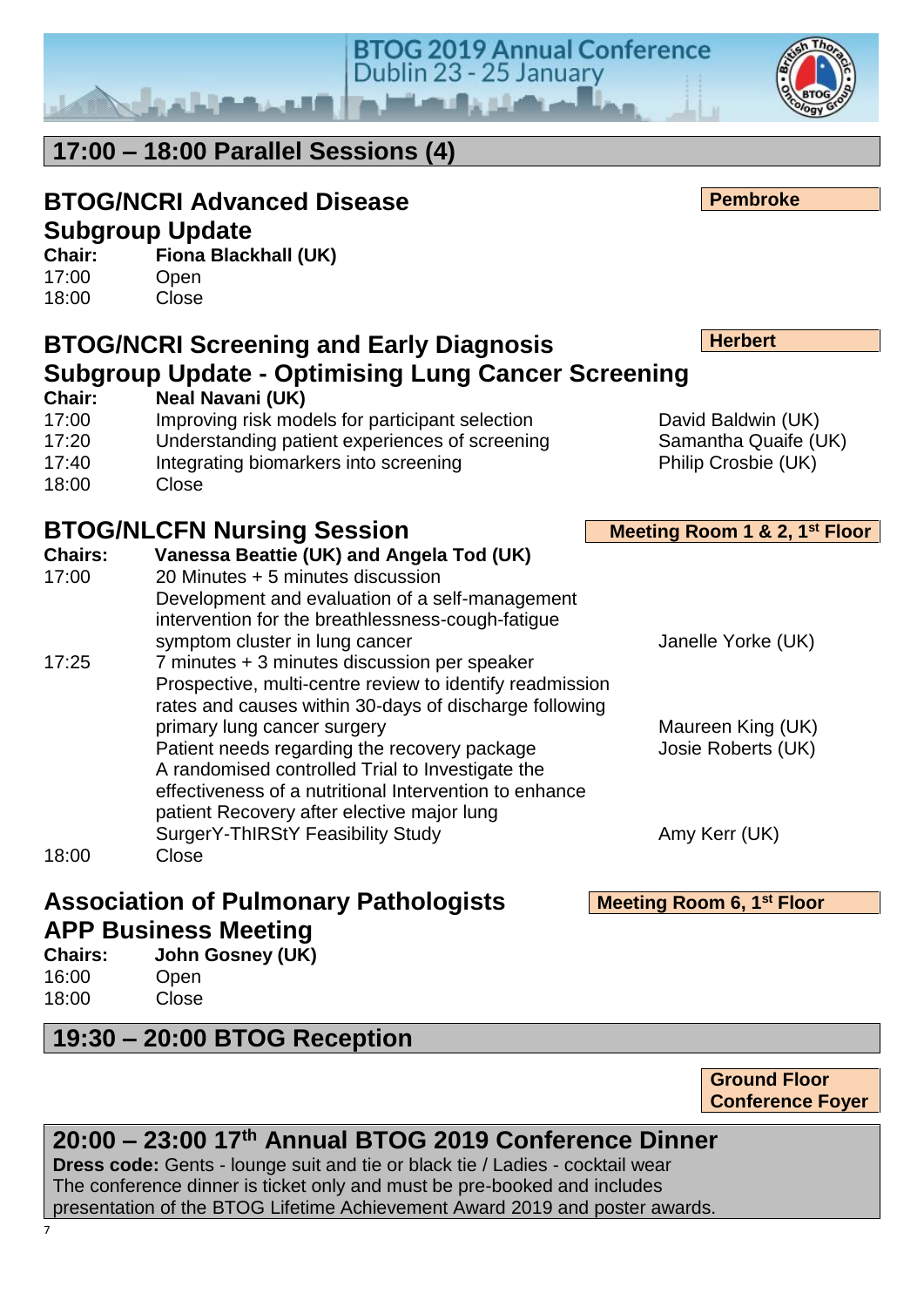## 17:00 – 18:00 Parallel Sessions (4)

### BTOG/NCRI Advanced Disease Subgroup Update

**Pembroke**

**Chair:** **Fiona Blackhall (UK)**

17:00 Open
18:00 Close

### BTOG/NCRI Screening and Early Diagnosis Subgroup Update - Optimising Lung Cancer Screening

**Herbert**

**Chair:** **Neal Navani (UK)**

| | | |
|---|---|---|
| 17:00 | Improving risk models for participant selection | David Baldwin (UK) |
| 17:20 | Understanding patient experiences of screening | Samantha Quaife (UK) |
| 17:40 | Integrating biomarkers into screening | Philip Crosbie (UK) |
| 18:00 | Close | |

### BTOG/NLCFN Nursing Session

**Meeting Room 1 & 2, 1st Floor**

**Chairs:** **Vanessa Beattie (UK) and Angela Tod (UK)**

| | | |
|---|---|---|
| 17:00 | 20 Minutes + 5 minutes discussion<br>Development and evaluation of a self-management intervention for the breathlessness-cough-fatigue symptom cluster in lung cancer | Janelle Yorke (UK) |
| 17:25 | 7 minutes + 3 minutes discussion per speaker<br>Prospective, multi-centre review to identify readmission rates and causes within 30-days of discharge following primary lung cancer surgery | Maureen King (UK) |
| | Patient needs regarding the recovery package | Josie Roberts (UK) |
| | A randomised controlled Trial to Investigate the effectiveness of a nutritional Intervention to enhance patient Recovery after elective major lung SurgerY-ThIRStY Feasibility Study | Amy Kerr (UK) |
| 18:00 | Close | |

### Association of Pulmonary Pathologists APP Business Meeting

**Meeting Room 6, 1st Floor**

**Chairs:** **John Gosney (UK)**

16:00 Open
18:00 Close

## 19:30 – 20:00 BTOG Reception

**Ground Floor Conference Foyer**

## 20:00 – 23:00 17th Annual BTOG 2019 Conference Dinner

**Dress code:** Gents - lounge suit and tie or black tie / Ladies - cocktail wear
The conference dinner is ticket only and must be pre-booked and includes presentation of the BTOG Lifetime Achievement Award 2019 and poster awards.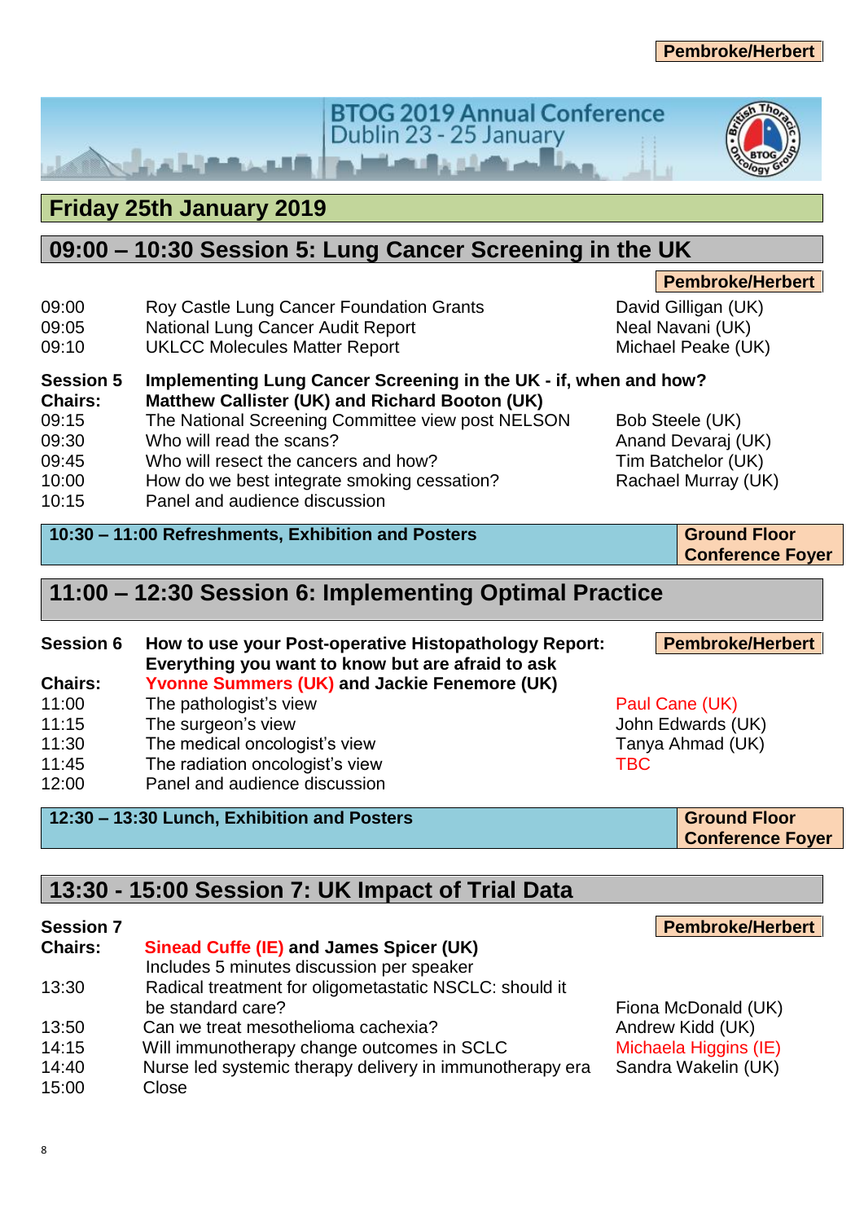Pembroke/Herbert

BTOG 2019 Annual Conference
Dublin 23 - 25 January

## Friday 25th January 2019

## 09:00 – 10:30 Session 5: Lung Cancer Screening in the UK

**Pembroke/Herbert**

| | | |
|---|---|---|
| 09:00 | Roy Castle Lung Cancer Foundation Grants | David Gilligan (UK) |
| 09:05 | National Lung Cancer Audit Report | Neal Navani (UK) |
| 09:10 | UKLCC Molecules Matter Report | Michael Peake (UK) |

**Session 5** **Implementing Lung Cancer Screening in the UK - if, when and how?**
**Chairs:** **Matthew Callister (UK) and Richard Booton (UK)**

| | | |
|---|---|---|
| 09:15 | The National Screening Committee view post NELSON | Bob Steele (UK) |
| 09:30 | Who will read the scans? | Anand Devaraj (UK) |
| 09:45 | Who will resect the cancers and how? | Tim Batchelor (UK) |
| 10:00 | How do we best integrate smoking cessation? | Rachael Murray (UK) |
| 10:15 | Panel and audience discussion | |

**10:30 – 11:00 Refreshments, Exhibition and Posters** — **Ground Floor Conference Foyer**

## 11:00 – 12:30 Session 6: Implementing Optimal Practice

**Pembroke/Herbert**

**Session 6** **How to use your Post-operative Histopathology Report: Everything you want to know but are afraid to ask**
**Chairs:** **Yvonne Summers (UK) and Jackie Fenemore (UK)**

| | | |
|---|---|---|
| 11:00 | The pathologist's view | Paul Cane (UK) |
| 11:15 | The surgeon's view | John Edwards (UK) |
| 11:30 | The medical oncologist's view | Tanya Ahmad (UK) |
| 11:45 | The radiation oncologist's view | TBC |
| 12:00 | Panel and audience discussion | |

**12:30 – 13:30 Lunch, Exhibition and Posters** — **Ground Floor Conference Foyer**

## 13:30 - 15:00 Session 7: UK Impact of Trial Data

**Pembroke/Herbert**

**Session 7**
**Chairs:** **Sinead Cuffe (IE) and James Spicer (UK)**
Includes 5 minutes discussion per speaker

| | | |
|---|---|---|
| 13:30 | Radical treatment for oligometastatic NSCLC: should it be standard care? | Fiona McDonald (UK) |
| 13:50 | Can we treat mesothelioma cachexia? | Andrew Kidd (UK) |
| 14:15 | Will immunotherapy change outcomes in SCLC | Michaela Higgins (IE) |
| 14:40 | Nurse led systemic therapy delivery in immunotherapy era | Sandra Wakelin (UK) |
| 15:00 | Close | |